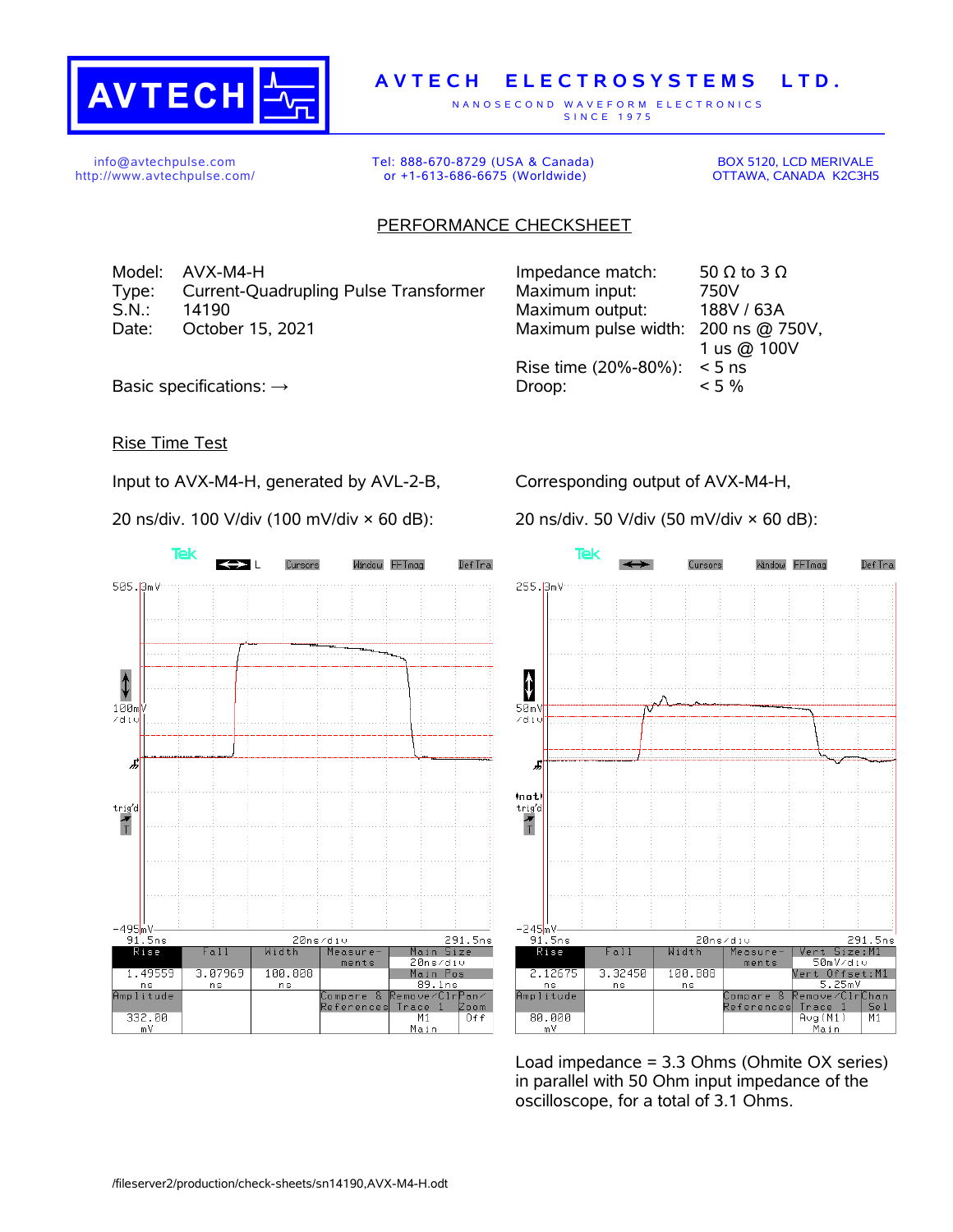# AVTECH ELECTROSYSTEMS LTD.

NANOSECOND WAVEFORM ELECTRONICS
SINCE 1975

info@avtechpulse.com
http://www.avtechpulse.com/

Tel: 888-670-8729 (USA & Canada)
or +1-613-686-6675 (Worldwide)

BOX 5120, LCD MERIVALE
OTTAWA, CANADA K2C3H5

## PERFORMANCE CHECKSHEET

Model: AVX-M4-H
Type: Current-Quadrupling Pulse Transformer
S.N.: 14190
Date: October 15, 2021

Basic specifications: →

| | |
|---|---|
| Impedance match: | 50 Ω to 3 Ω |
| Maximum input: | 750V |
| Maximum output: | 188V / 63A |
| Maximum pulse width: | 200 ns @ 750V, 1 us @ 100V |
| Rise time (20%-80%): | < 5 ns |
| Droop: | < 5 % |

### Rise Time Test

Input to AVX-M4-H, generated by AVL-2-B,

20 ns/div. 100 V/div (100 mV/div × 60 dB):

Corresponding output of AVX-M4-H,

20 ns/div. 50 V/div (50 mV/div × 60 dB):

Load impedance = 3.3 Ohms (Ohmite OX series) in parallel with 50 Ohm input impedance of the oscilloscope, for a total of 3.1 Ohms.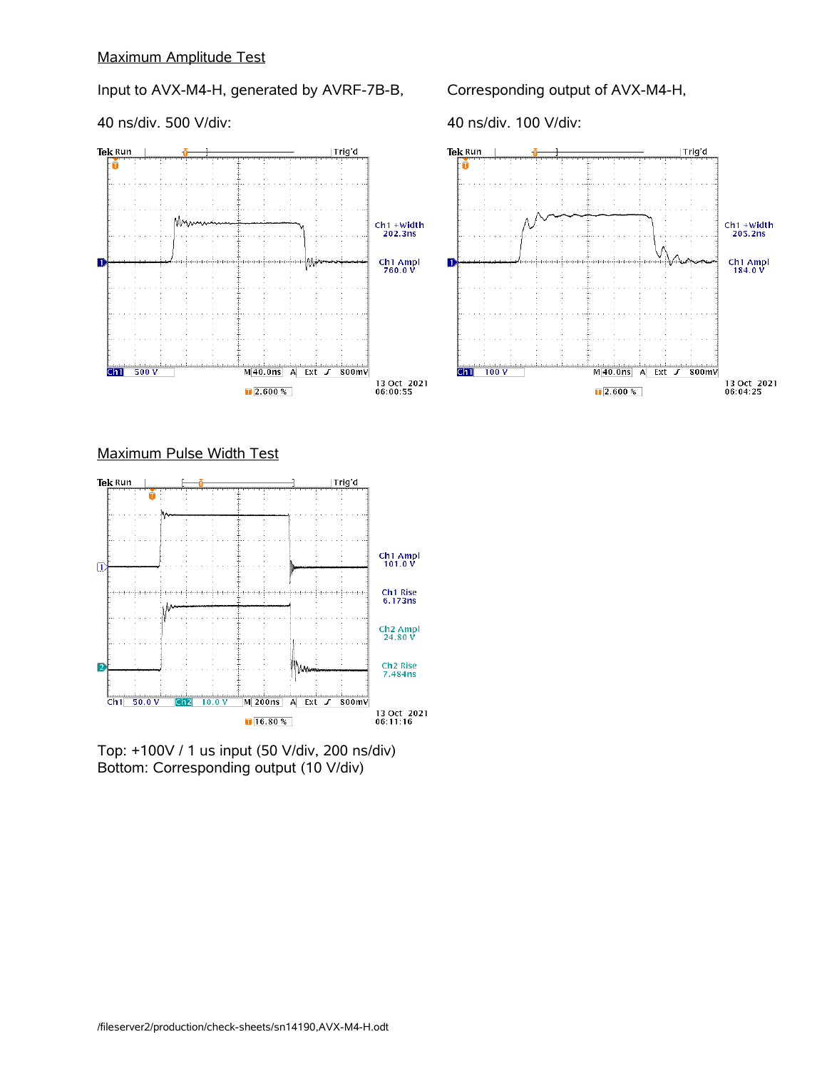## Maximum Amplitude Test

Input to AVX-M4-H, generated by AVRF-7B-B,

40 ns/div. 500 V/div:

Tek Run

Trig'd

Ch1 +Width
202.3ns

Ch1 Ampl
760.0 V

Ch1 500 V M 40.0ns A Ext ∫ 800mV

2.600 %

13 Oct 2021
06:00:55

Corresponding output of AVX-M4-H,

40 ns/div. 100 V/div:

Tek Run

Trig'd

Ch1 +Width
205.2ns

Ch1 Ampl
184.0 V

Ch1 100 V M 40.0ns A Ext ∫ 800mV

2.600 %

13 Oct 2021
06:04:25

## Maximum Pulse Width Test

Tek Run

Trig'd

Ch1 Ampl
101.0 V

Ch1 Rise
6.173ns

Ch2 Ampl
24.80 V

Ch2 Rise
7.484ns

Ch1 50.0 V Ch2 10.0 V M 200ns A Ext ∫ 800mV

16.80 %

13 Oct 2021
06:11:16

Top: +100V / 1 us input (50 V/div, 200 ns/div)
Bottom: Corresponding output (10 V/div)

/fileserver2/production/check-sheets/sn14190,AVX-M4-H.odt